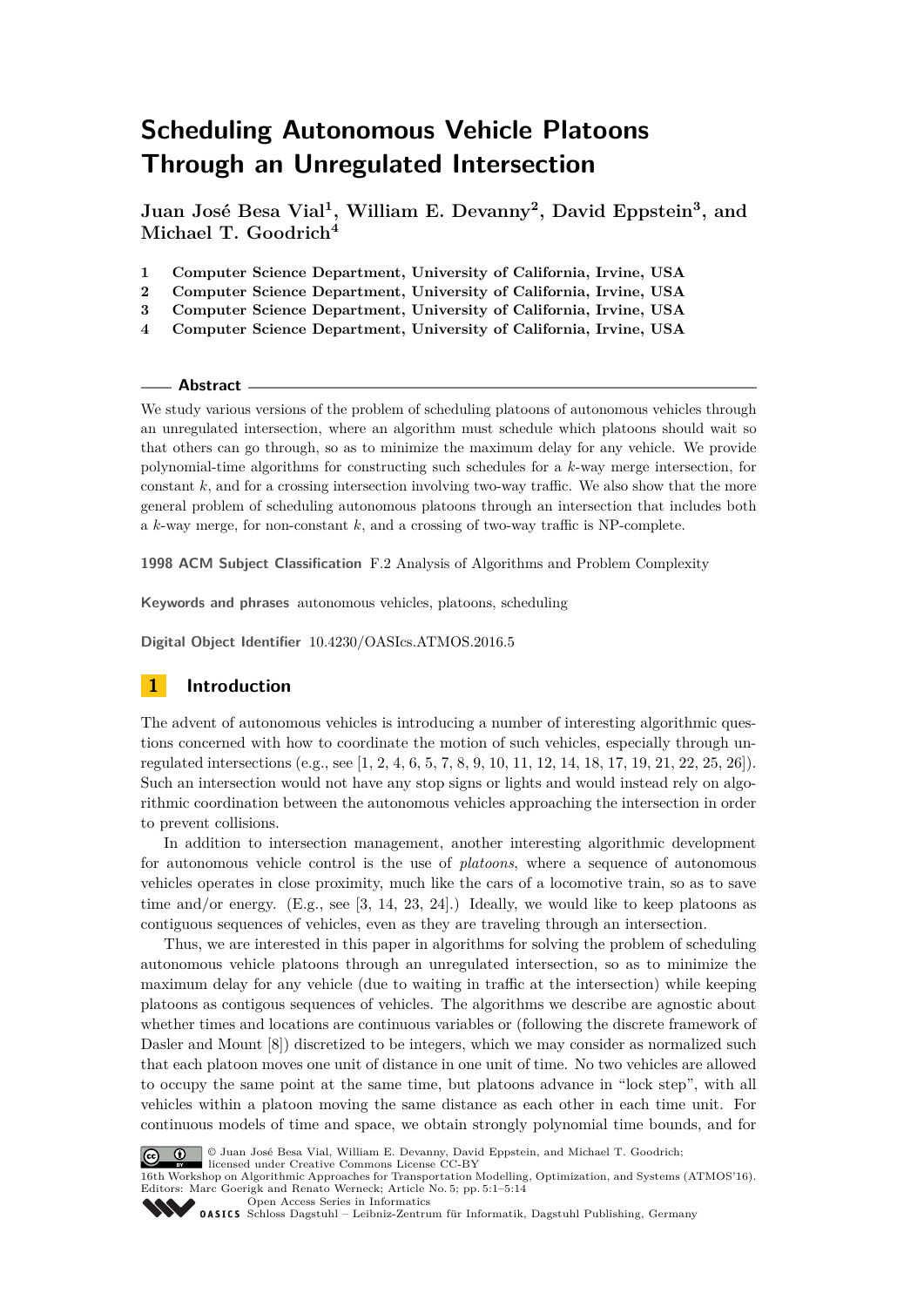# Scheduling Autonomous Vehicle Platoons Through an Unregulated Intersection

**Juan José Besa Vial[1], William E. Devanny[2], David Eppstein[3], and Michael T. Goodrich[4]**

1. **Computer Science Department, University of California, Irvine, USA**
2. **Computer Science Department, University of California, Irvine, USA**
3. **Computer Science Department, University of California, Irvine, USA**
4. **Computer Science Department, University of California, Irvine, USA**

## Abstract

We study various versions of the problem of scheduling platoons of autonomous vehicles through an unregulated intersection, where an algorithm must schedule which platoons should wait so that others can go through, so as to minimize the maximum delay for any vehicle. We provide polynomial-time algorithms for constructing such schedules for a $k$-way merge intersection, for constant $k$, and for a crossing intersection involving two-way traffic. We also show that the more general problem of scheduling autonomous platoons through an intersection that includes both a $k$-way merge, for non-constant $k$, and a crossing of two-way traffic is NP-complete.

**1998 ACM Subject Classification** F.2 Analysis of Algorithms and Problem Complexity

**Keywords and phrases** autonomous vehicles, platoons, scheduling

**Digital Object Identifier** 10.4230/OASIcs.ATMOS.2016.5

## 1 Introduction

The advent of autonomous vehicles is introducing a number of interesting algorithmic questions concerned with how to coordinate the motion of such vehicles, especially through unregulated intersections (e.g., see [1, 2, 4, 6, 5, 7, 8, 9, 10, 11, 12, 14, 18, 17, 19, 21, 22, 25, 26]). Such an intersection would not have any stop signs or lights and would instead rely on algorithmic coordination between the autonomous vehicles approaching the intersection in order to prevent collisions.

In addition to intersection management, another interesting algorithmic development for autonomous vehicle control is the use of *platoons*, where a sequence of autonomous vehicles operates in close proximity, much like the cars of a locomotive train, so as to save time and/or energy. (E.g., see [3, 14, 23, 24].) Ideally, we would like to keep platoons as contiguous sequences of vehicles, even as they are traveling through an intersection.

Thus, we are interested in this paper in algorithms for solving the problem of scheduling autonomous vehicle platoons through an unregulated intersection, so as to minimize the maximum delay for any vehicle (due to waiting in traffic at the intersection) while keeping platoons as contigous sequences of vehicles. The algorithms we describe are agnostic about whether times and locations are continuous variables or (following the discrete framework of Dasler and Mount [8]) discretized to be integers, which we may consider as normalized such that each platoon moves one unit of distance in one unit of time. No two vehicles are allowed to occupy the same point at the same time, but platoons advance in "lock step", with all vehicles within a platoon moving the same distance as each other in each time unit. For continuous models of time and space, we obtain strongly polynomial time bounds, and for

© Juan José Besa Vial, William E. Devanny, David Eppstein, and Michael T. Goodrich; licensed under Creative Commons License CC-BY
16th Workshop on Algorithmic Approaches for Transportation Modelling, Optimization, and Systems (ATMOS'16).
Editors: Marc Goerigk and Renato Werneck; Article No. 5; pp. 5:1–5:14
Open Access Series in Informatics
OASICS Schloss Dagstuhl – Leibniz-Zentrum für Informatik, Dagstuhl Publishing, Germany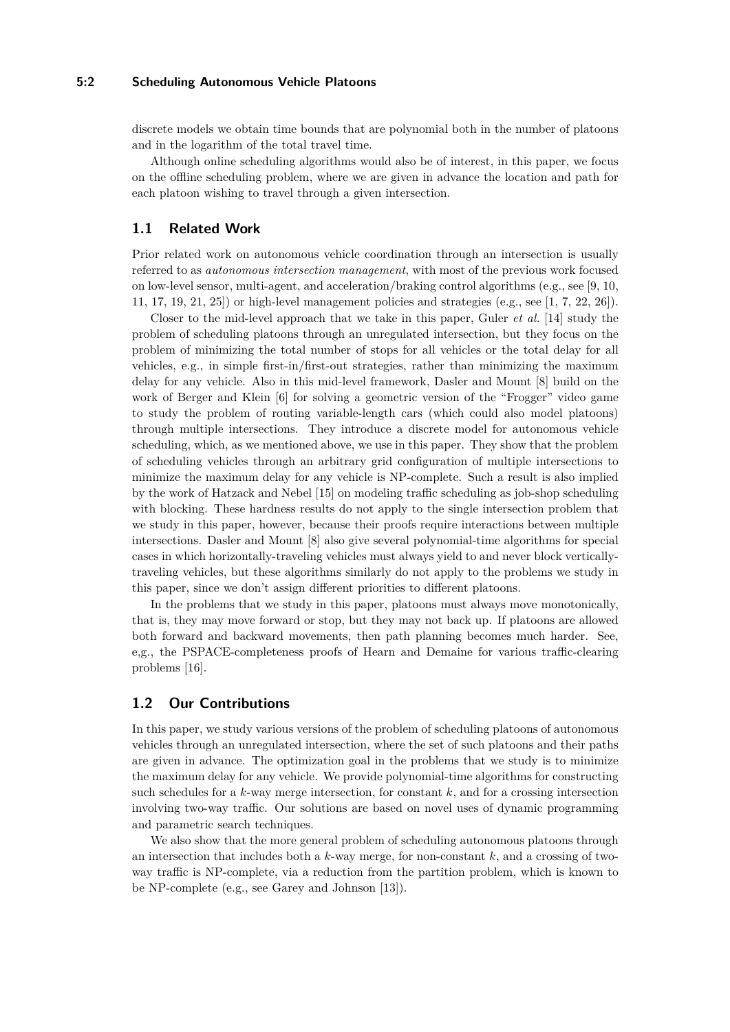discrete models we obtain time bounds that are polynomial both in the number of platoons and in the logarithm of the total travel time.

Although online scheduling algorithms would also be of interest, in this paper, we focus on the offline scheduling problem, where we are given in advance the location and path for each platoon wishing to travel through a given intersection.

## 1.1 Related Work

Prior related work on autonomous vehicle coordination through an intersection is usually referred to as *autonomous intersection management*, with most of the previous work focused on low-level sensor, multi-agent, and acceleration/braking control algorithms (e.g., see [9, 10, 11, 17, 19, 21, 25]) or high-level management policies and strategies (e.g., see [1, 7, 22, 26]).

Closer to the mid-level approach that we take in this paper, Guler *et al.* [14] study the problem of scheduling platoons through an unregulated intersection, but they focus on the problem of minimizing the total number of stops for all vehicles or the total delay for all vehicles, e.g., in simple first-in/first-out strategies, rather than minimizing the maximum delay for any vehicle. Also in this mid-level framework, Dasler and Mount [8] build on the work of Berger and Klein [6] for solving a geometric version of the "Frogger" video game to study the problem of routing variable-length cars (which could also model platoons) through multiple intersections. They introduce a discrete model for autonomous vehicle scheduling, which, as we mentioned above, we use in this paper. They show that the problem of scheduling vehicles through an arbitrary grid configuration of multiple intersections to minimize the maximum delay for any vehicle is NP-complete. Such a result is also implied by the work of Hatzack and Nebel [15] on modeling traffic scheduling as job-shop scheduling with blocking. These hardness results do not apply to the single intersection problem that we study in this paper, however, because their proofs require interactions between multiple intersections. Dasler and Mount [8] also give several polynomial-time algorithms for special cases in which horizontally-traveling vehicles must always yield to and never block vertically-traveling vehicles, but these algorithms similarly do not apply to the problems we study in this paper, since we don't assign different priorities to different platoons.

In the problems that we study in this paper, platoons must always move monotonically, that is, they may move forward or stop, but they may not back up. If platoons are allowed both forward and backward movements, then path planning becomes much harder. See, e.g., the PSPACE-completeness proofs of Hearn and Demaine for various traffic-clearing problems [16].

## 1.2 Our Contributions

In this paper, we study various versions of the problem of scheduling platoons of autonomous vehicles through an unregulated intersection, where the set of such platoons and their paths are given in advance. The optimization goal in the problems that we study is to minimize the maximum delay for any vehicle. We provide polynomial-time algorithms for constructing such schedules for a $k$-way merge intersection, for constant $k$, and for a crossing intersection involving two-way traffic. Our solutions are based on novel uses of dynamic programming and parametric search techniques.

We also show that the more general problem of scheduling autonomous platoons through an intersection that includes both a $k$-way merge, for non-constant $k$, and a crossing of two-way traffic is NP-complete, via a reduction from the partition problem, which is known to be NP-complete (e.g., see Garey and Johnson [13]).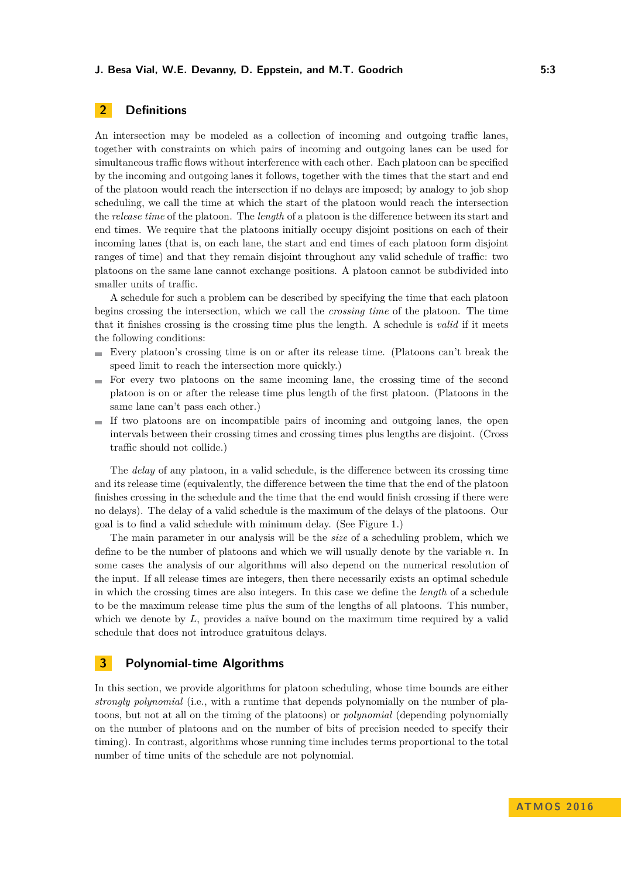## 2 Definitions

An intersection may be modeled as a collection of incoming and outgoing traffic lanes, together with constraints on which pairs of incoming and outgoing lanes can be used for simultaneous traffic flows without interference with each other. Each platoon can be specified by the incoming and outgoing lanes it follows, together with the times that the start and end of the platoon would reach the intersection if no delays are imposed; by analogy to job shop scheduling, we call the time at which the start of the platoon would reach the intersection the *release time* of the platoon. The *length* of a platoon is the difference between its start and end times. We require that the platoons initially occupy disjoint positions on each of their incoming lanes (that is, on each lane, the start and end times of each platoon form disjoint ranges of time) and that they remain disjoint throughout any valid schedule of traffic: two platoons on the same lane cannot exchange positions. A platoon cannot be subdivided into smaller units of traffic.

A schedule for such a problem can be described by specifying the time that each platoon begins crossing the intersection, which we call the *crossing time* of the platoon. The time that it finishes crossing is the crossing time plus the length. A schedule is *valid* if it meets the following conditions:

- Every platoon's crossing time is on or after its release time. (Platoons can't break the speed limit to reach the intersection more quickly.)
- For every two platoons on the same incoming lane, the crossing time of the second platoon is on or after the release time plus length of the first platoon. (Platoons in the same lane can't pass each other.)
- If two platoons are on incompatible pairs of incoming and outgoing lanes, the open intervals between their crossing times and crossing times plus lengths are disjoint. (Cross traffic should not collide.)

The *delay* of any platoon, in a valid schedule, is the difference between its crossing time and its release time (equivalently, the difference between the time that the end of the platoon finishes crossing in the schedule and the time that the end would finish crossing if there were no delays). The delay of a valid schedule is the maximum of the delays of the platoons. Our goal is to find a valid schedule with minimum delay. (See Figure 1.)

The main parameter in our analysis will be the *size* of a scheduling problem, which we define to be the number of platoons and which we will usually denote by the variable $n$. In some cases the analysis of our algorithms will also depend on the numerical resolution of the input. If all release times are integers, then there necessarily exists an optimal schedule in which the crossing times are also integers. In this case we define the *length* of a schedule to be the maximum release time plus the sum of the lengths of all platoons. This number, which we denote by $L$, provides a naïve bound on the maximum time required by a valid schedule that does not introduce gratuitous delays.

## 3 Polynomial-time Algorithms

In this section, we provide algorithms for platoon scheduling, whose time bounds are either *strongly polynomial* (i.e., with a runtime that depends polynomially on the number of platoons, but not at all on the timing of the platoons) or *polynomial* (depending polynomially on the number of platoons and on the number of bits of precision needed to specify their timing). In contrast, algorithms whose running time includes terms proportional to the total number of time units of the schedule are not polynomial.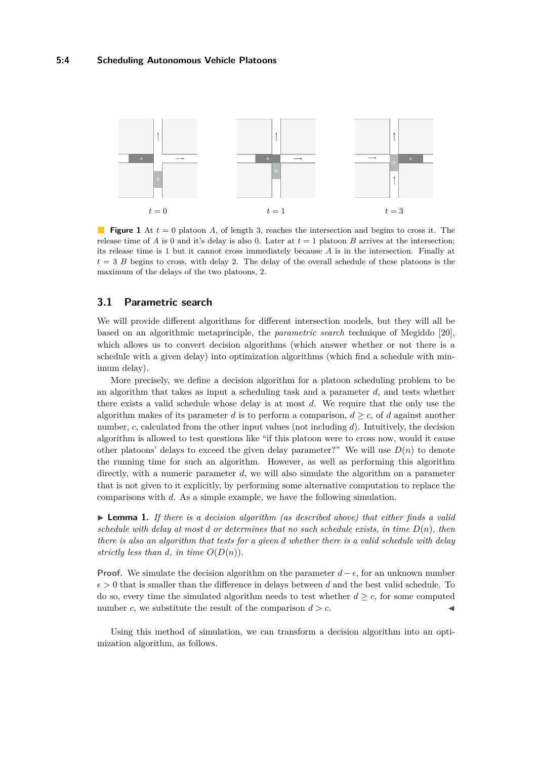$t = 0$ $t = 1$ $t = 3$

**Figure 1** At $t = 0$ platoon $A$, of length 3, reaches the intersection and begins to cross it. The release time of $A$ is 0 and it's delay is also 0. Later at $t = 1$ platoon $B$ arrives at the intersection; its release time is 1 but it cannot cross immediately because $A$ is in the intersection. Finally at $t = 3$ $B$ begins to cross, with delay 2. The delay of the overall schedule of these platoons is the maximum of the delays of the two platoons, 2.

### 3.1 Parametric search

We will provide different algorithms for different intersection models, but they will all be based on an algorithmic metaprinciple, the *parametric search* technique of Megiddo [20], which allows us to convert decision algorithms (which answer whether or not there is a schedule with a given delay) into optimization algorithms (which find a schedule with minimum delay).

More precisely, we define a decision algorithm for a platoon scheduling problem to be an algorithm that takes as input a scheduling task and a parameter $d$, and tests whether there exists a valid schedule whose delay is at most $d$. We require that the only use the algorithm makes of its parameter $d$ is to perform a comparison, $d \geq c$, of $d$ against another number, $c$, calculated from the other input values (not including $d$). Intuitively, the decision algorithm is allowed to test questions like "if this platoon were to cross now, would it cause other platoons' delays to exceed the given delay parameter?" We will use $D(n)$ to denote the running time for such an algorithm. However, as well as performing this algorithm directly, with a numeric parameter $d$, we will also simulate the algorithm on a parameter that is not given to it explicitly, by performing some alternative computation to replace the comparisons with $d$. As a simple example, we have the following simulation.

▶ **Lemma 1.** *If there is a decision algorithm (as described above) that either finds a valid schedule with delay at most $d$ or determines that no such schedule exists, in time $D(n)$, then there is also an algorithm that tests for a given $d$ whether there is a valid schedule with delay strictly less than $d$, in time $O(D(n))$.*

**Proof.** We simulate the decision algorithm on the parameter $d - \epsilon$, for an unknown number $\epsilon > 0$ that is smaller than the difference in delays between $d$ and the best valid schedule. To do so, every time the simulated algorithm needs to test whether $d \geq c$, for some computed number $c$, we substitute the result of the comparison $d > c$. ◀

Using this method of simulation, we can transform a decision algorithm into an optimization algorithm, as follows.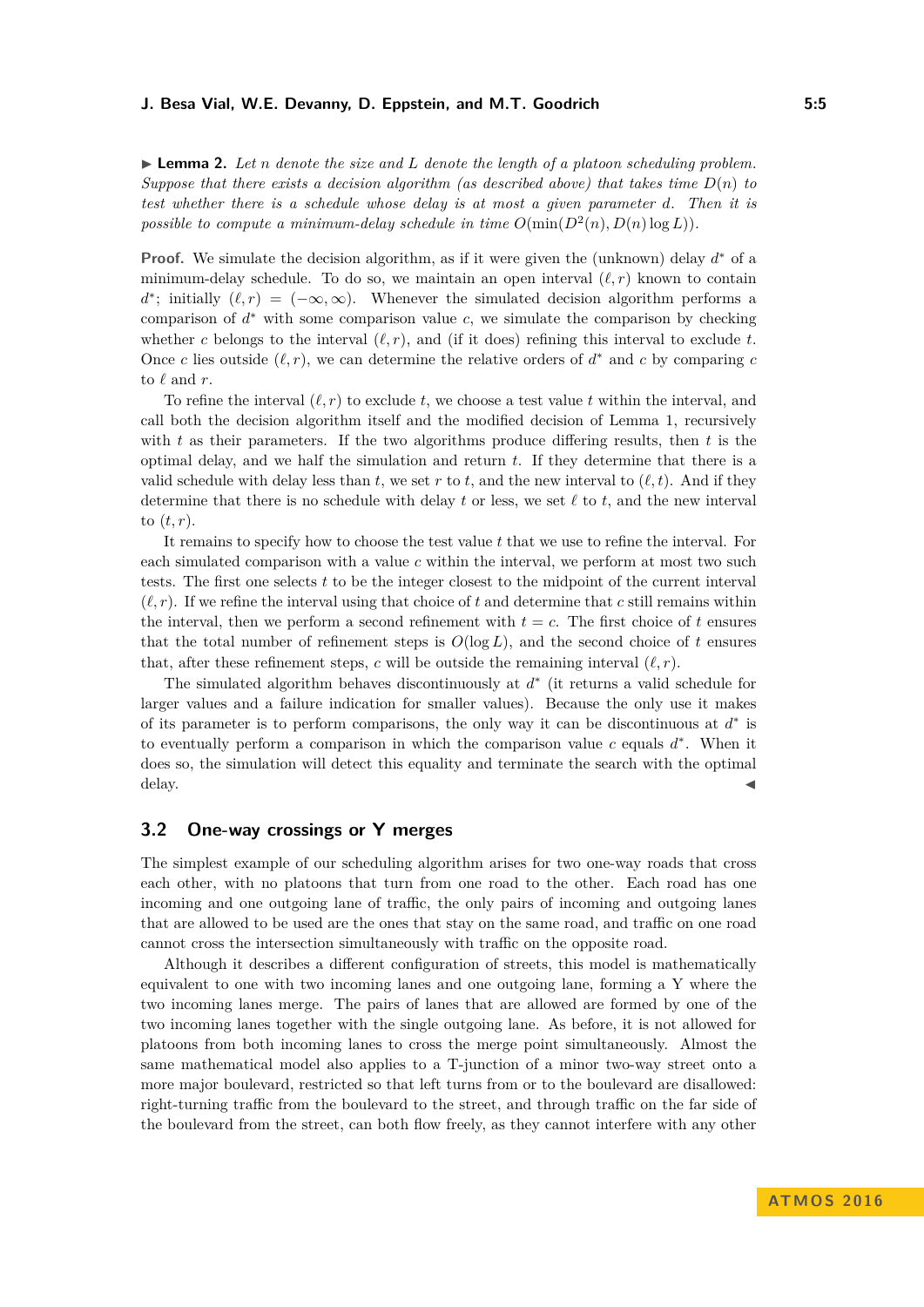▶ **Lemma 2.** *Let $n$ denote the size and $L$ denote the length of a platoon scheduling problem. Suppose that there exists a decision algorithm (as described above) that takes time $D(n)$ to test whether there is a schedule whose delay is at most a given parameter $d$. Then it is possible to compute a minimum-delay schedule in time $O(\min(D^2(n), D(n)\log L))$.*

**Proof.** We simulate the decision algorithm, as if it were given the (unknown) delay $d^*$ of a minimum-delay schedule. To do so, we maintain an open interval $(\ell, r)$ known to contain $d^*$; initially $(\ell, r) = (-\infty, \infty)$. Whenever the simulated decision algorithm performs a comparison of $d^*$ with some comparison value $c$, we simulate the comparison by checking whether $c$ belongs to the interval $(\ell, r)$, and (if it does) refining this interval to exclude $t$. Once $c$ lies outside $(\ell, r)$, we can determine the relative orders of $d^*$ and $c$ by comparing $c$ to $\ell$ and $r$.

To refine the interval $(\ell, r)$ to exclude $t$, we choose a test value $t$ within the interval, and call both the decision algorithm itself and the modified decision of Lemma 1, recursively with $t$ as their parameters. If the two algorithms produce differing results, then $t$ is the optimal delay, and we half the simulation and return $t$. If they determine that there is a valid schedule with delay less than $t$, we set $r$ to $t$, and the new interval to $(\ell, t)$. And if they determine that there is no schedule with delay $t$ or less, we set $\ell$ to $t$, and the new interval to $(t, r)$.

It remains to specify how to choose the test value $t$ that we use to refine the interval. For each simulated comparison with a value $c$ within the interval, we perform at most two such tests. The first one selects $t$ to be the integer closest to the midpoint of the current interval $(\ell, r)$. If we refine the interval using that choice of $t$ and determine that $c$ still remains within the interval, then we perform a second refinement with $t = c$. The first choice of $t$ ensures that the total number of refinement steps is $O(\log L)$, and the second choice of $t$ ensures that, after these refinement steps, $c$ will be outside the remaining interval $(\ell, r)$.

The simulated algorithm behaves discontinuously at $d^*$ (it returns a valid schedule for larger values and a failure indication for smaller values). Because the only use it makes of its parameter is to perform comparisons, the only way it can be discontinuous at $d^*$ is to eventually perform a comparison in which the comparison value $c$ equals $d^*$. When it does so, the simulation will detect this equality and terminate the search with the optimal delay. ◀

## 3.2 One-way crossings or Y merges

The simplest example of our scheduling algorithm arises for two one-way roads that cross each other, with no platoons that turn from one road to the other. Each road has one incoming and one outgoing lane of traffic, the only pairs of incoming and outgoing lanes that are allowed to be used are the ones that stay on the same road, and traffic on one road cannot cross the intersection simultaneously with traffic on the opposite road.

Although it describes a different configuration of streets, this model is mathematically equivalent to one with two incoming lanes and one outgoing lane, forming a Y where the two incoming lanes merge. The pairs of lanes that are allowed are formed by one of the two incoming lanes together with the single outgoing lane. As before, it is not allowed for platoons from both incoming lanes to cross the merge point simultaneously. Almost the same mathematical model also applies to a T-junction of a minor two-way street onto a more major boulevard, restricted so that left turns from or to the boulevard are disallowed: right-turning traffic from the boulevard to the street, and through traffic on the far side of the boulevard from the street, can both flow freely, as they cannot interfere with any other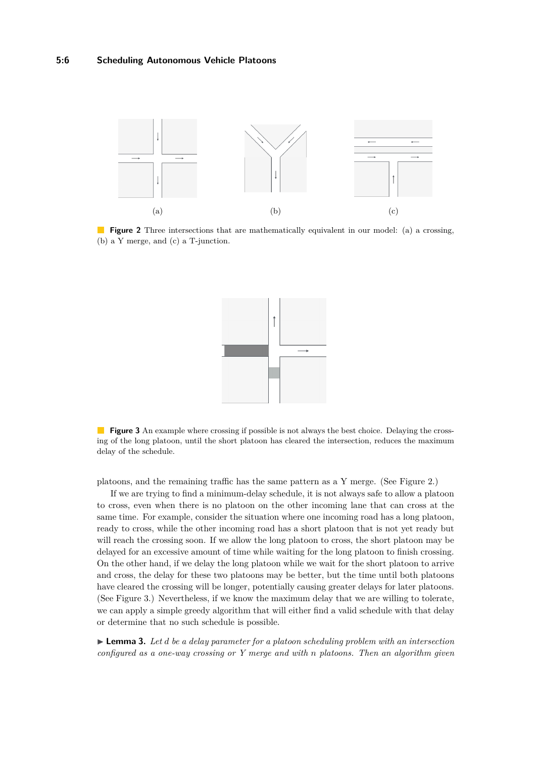(a)

(b)

(c)

**Figure 2** Three intersections that are mathematically equivalent in our model: (a) a crossing, (b) a Y merge, and (c) a T-junction.

**Figure 3** An example where crossing if possible is not always the best choice. Delaying the crossing of the long platoon, until the short platoon has cleared the intersection, reduces the maximum delay of the schedule.

platoons, and the remaining traffic has the same pattern as a Y merge. (See Figure 2.)

If we are trying to find a minimum-delay schedule, it is not always safe to allow a platoon to cross, even when there is no platoon on the other incoming lane that can cross at the same time. For example, consider the situation where one incoming road has a long platoon, ready to cross, while the other incoming road has a short platoon that is not yet ready but will reach the crossing soon. If we allow the long platoon to cross, the short platoon may be delayed for an excessive amount of time while waiting for the long platoon to finish crossing. On the other hand, if we delay the long platoon while we wait for the short platoon to arrive and cross, the delay for these two platoons may be better, but the time until both platoons have cleared the crossing will be longer, potentially causing greater delays for later platoons. (See Figure 3.) Nevertheless, if we know the maximum delay that we are willing to tolerate, we can apply a simple greedy algorithm that will either find a valid schedule with that delay or determine that no such schedule is possible.

▶ **Lemma 3.** *Let $d$ be a delay parameter for a platoon scheduling problem with an intersection configured as a one-way crossing or Y merge and with $n$ platoons. Then an algorithm given*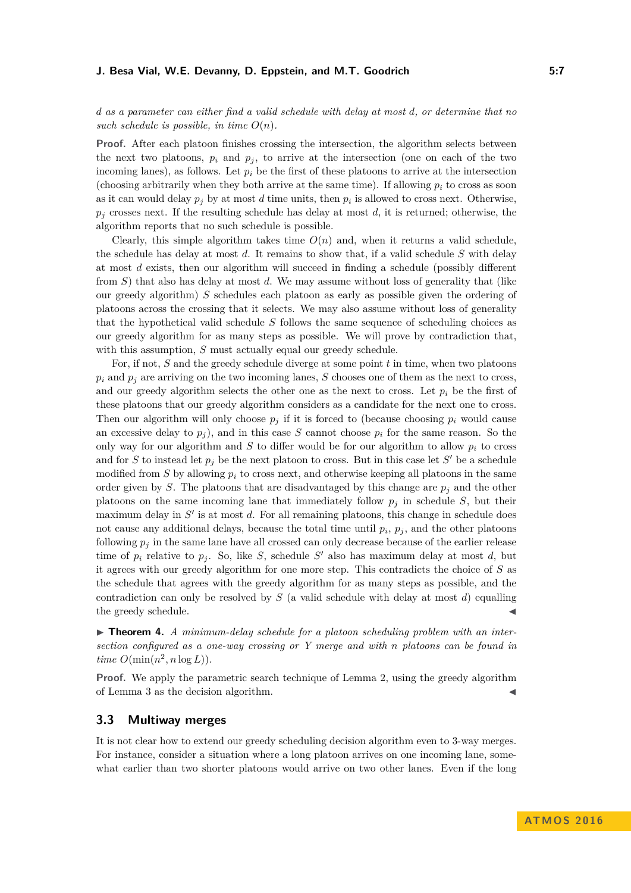*$d$ as a parameter can either find a valid schedule with delay at most $d$, or determine that no such schedule is possible, in time $O(n)$.*

**Proof.** After each platoon finishes crossing the intersection, the algorithm selects between the next two platoons, $p_i$ and $p_j$, to arrive at the intersection (one on each of the two incoming lanes), as follows. Let $p_i$ be the first of these platoons to arrive at the intersection (choosing arbitrarily when they both arrive at the same time). If allowing $p_i$ to cross as soon as it can would delay $p_j$ by at most $d$ time units, then $p_i$ is allowed to cross next. Otherwise, $p_j$ crosses next. If the resulting schedule has delay at most $d$, it is returned; otherwise, the algorithm reports that no such schedule is possible.

Clearly, this simple algorithm takes time $O(n)$ and, when it returns a valid schedule, the schedule has delay at most $d$. It remains to show that, if a valid schedule $S$ with delay at most $d$ exists, then our algorithm will succeed in finding a schedule (possibly different from $S$) that also has delay at most $d$. We may assume without loss of generality that (like our greedy algorithm) $S$ schedules each platoon as early as possible given the ordering of platoons across the crossing that it selects. We may also assume without loss of generality that the hypothetical valid schedule $S$ follows the same sequence of scheduling choices as our greedy algorithm for as many steps as possible. We will prove by contradiction that, with this assumption, $S$ must actually equal our greedy schedule.

For, if not, $S$ and the greedy schedule diverge at some point $t$ in time, when two platoons $p_i$ and $p_j$ are arriving on the two incoming lanes, $S$ chooses one of them as the next to cross, and our greedy algorithm selects the other one as the next to cross. Let $p_i$ be the first of these platoons that our greedy algorithm considers as a candidate for the next one to cross. Then our algorithm will only choose $p_j$ if it is forced to (because choosing $p_i$ would cause an excessive delay to $p_j$), and in this case $S$ cannot choose $p_i$ for the same reason. So the only way for our algorithm and $S$ to differ would be for our algorithm to allow $p_i$ to cross and for $S$ to instead let $p_j$ be the next platoon to cross. But in this case let $S'$ be a schedule modified from $S$ by allowing $p_i$ to cross next, and otherwise keeping all platoons in the same order given by $S$. The platoons that are disadvantaged by this change are $p_j$ and the other platoons on the same incoming lane that immediately follow $p_j$ in schedule $S$, but their maximum delay in $S'$ is at most $d$. For all remaining platoons, this change in schedule does not cause any additional delays, because the total time until $p_i$, $p_j$, and the other platoons following $p_j$ in the same lane have all crossed can only decrease because of the earlier release time of $p_i$ relative to $p_j$. So, like $S$, schedule $S'$ also has maximum delay at most $d$, but it agrees with our greedy algorithm for one more step. This contradicts the choice of $S$ as the schedule that agrees with the greedy algorithm for as many steps as possible, and the contradiction can only be resolved by $S$ (a valid schedule with delay at most $d$) equalling the greedy schedule. ◀

▶ **Theorem 4.** *A minimum-delay schedule for a platoon scheduling problem with an intersection configured as a one-way crossing or Y merge and with $n$ platoons can be found in time $O(\min(n^2, n \log L))$.*

**Proof.** We apply the parametric search technique of Lemma 2, using the greedy algorithm of Lemma 3 as the decision algorithm. ◀

### 3.3 Multiway merges

It is not clear how to extend our greedy scheduling decision algorithm even to 3-way merges. For instance, consider a situation where a long platoon arrives on one incoming lane, somewhat earlier than two shorter platoons would arrive on two other lanes. Even if the long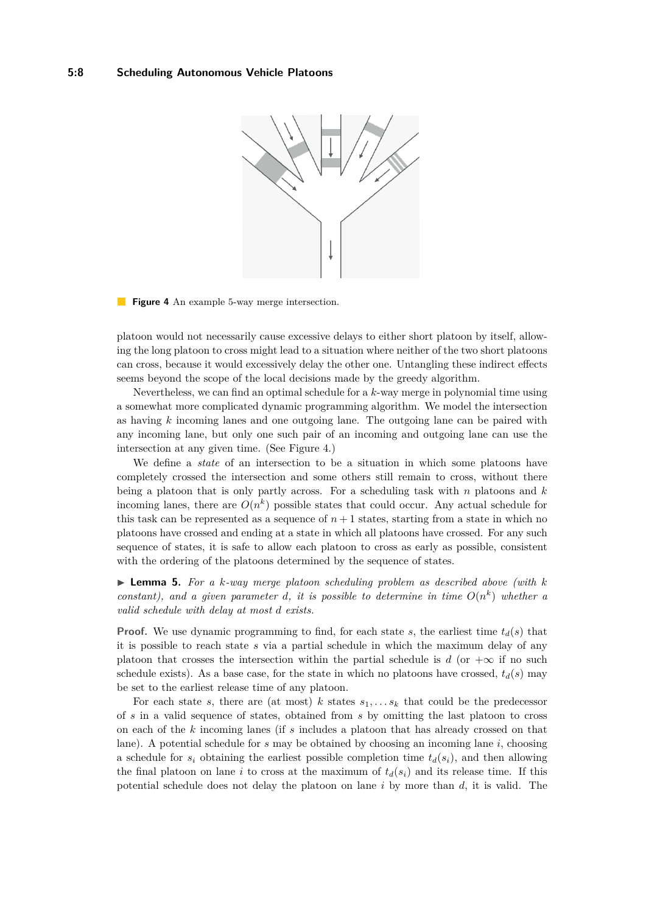**Figure 4** An example 5-way merge intersection.

platoon would not necessarily cause excessive delays to either short platoon by itself, allowing the long platoon to cross might lead to a situation where neither of the two short platoons can cross, because it would excessively delay the other one. Untangling these indirect effects seems beyond the scope of the local decisions made by the greedy algorithm.

Nevertheless, we can find an optimal schedule for a $k$-way merge in polynomial time using a somewhat more complicated dynamic programming algorithm. We model the intersection as having $k$ incoming lanes and one outgoing lane. The outgoing lane can be paired with any incoming lane, but only one such pair of an incoming and outgoing lane can use the intersection at any given time. (See Figure 4.)

We define a *state* of an intersection to be a situation in which some platoons have completely crossed the intersection and some others still remain to cross, without there being a platoon that is only partly across. For a scheduling task with $n$ platoons and $k$ incoming lanes, there are $O(n^k)$ possible states that could occur. Any actual schedule for this task can be represented as a sequence of $n+1$ states, starting from a state in which no platoons have crossed and ending at a state in which all platoons have crossed. For any such sequence of states, it is safe to allow each platoon to cross as early as possible, consistent with the ordering of the platoons determined by the sequence of states.

▶ **Lemma 5.** *For a $k$-way merge platoon scheduling problem as described above (with $k$ constant), and a given parameter $d$, it is possible to determine in time $O(n^k)$ whether a valid schedule with delay at most $d$ exists.*

**Proof.** We use dynamic programming to find, for each state $s$, the earliest time $t_d(s)$ that it is possible to reach state $s$ via a partial schedule in which the maximum delay of any platoon that crosses the intersection within the partial schedule is $d$ (or $+\infty$ if no such schedule exists). As a base case, for the state in which no platoons have crossed, $t_d(s)$ may be set to the earliest release time of any platoon.

For each state $s$, there are (at most) $k$ states $s_1, \dots s_k$ that could be the predecessor of $s$ in a valid sequence of states, obtained from $s$ by omitting the last platoon to cross on each of the $k$ incoming lanes (if $s$ includes a platoon that has already crossed on that lane). A potential schedule for $s$ may be obtained by choosing an incoming lane $i$, choosing a schedule for $s_i$ obtaining the earliest possible completion time $t_d(s_i)$, and then allowing the final platoon on lane $i$ to cross at the maximum of $t_d(s_i)$ and its release time. If this potential schedule does not delay the platoon on lane $i$ by more than $d$, it is valid. The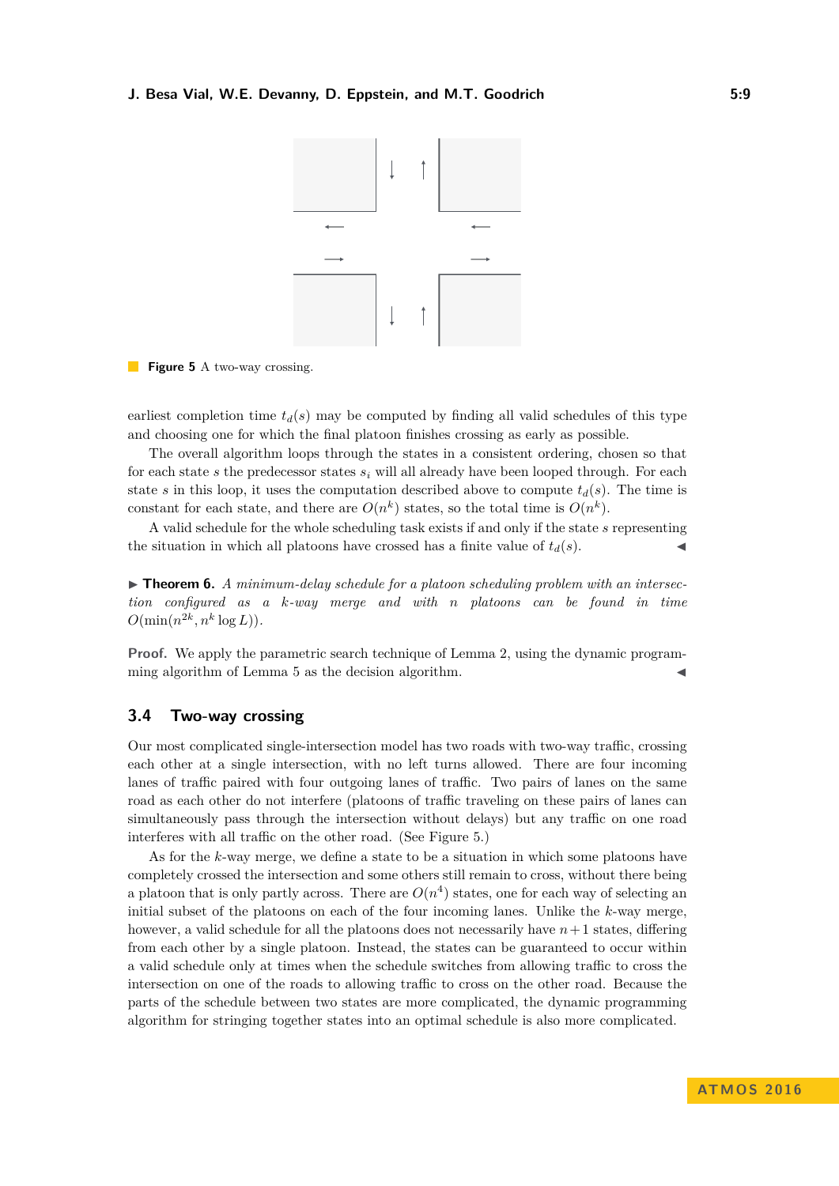**Figure 5** A two-way crossing.

earliest completion time $t_d(s)$ may be computed by finding all valid schedules of this type and choosing one for which the final platoon finishes crossing as early as possible.

The overall algorithm loops through the states in a consistent ordering, chosen so that for each state $s$ the predecessor states $s_i$ will all already have been looped through. For each state $s$ in this loop, it uses the computation described above to compute $t_d(s)$. The time is constant for each state, and there are $O(n^k)$ states, so the total time is $O(n^k)$.

A valid schedule for the whole scheduling task exists if and only if the state $s$ representing the situation in which all platoons have crossed has a finite value of $t_d(s)$. ◀

▶ **Theorem 6.** *A minimum-delay schedule for a platoon scheduling problem with an intersection configured as a $k$-way merge and with $n$ platoons can be found in time $O(\min(n^{2k}, n^k \log L))$.*

**Proof.** We apply the parametric search technique of Lemma 2, using the dynamic programming algorithm of Lemma 5 as the decision algorithm. ◀

## 3.4 Two-way crossing

Our most complicated single-intersection model has two roads with two-way traffic, crossing each other at a single intersection, with no left turns allowed. There are four incoming lanes of traffic paired with four outgoing lanes of traffic. Two pairs of lanes on the same road as each other do not interfere (platoons of traffic traveling on these pairs of lanes can simultaneously pass through the intersection without delays) but any traffic on one road interferes with all traffic on the other road. (See Figure 5.)

As for the $k$-way merge, we define a state to be a situation in which some platoons have completely crossed the intersection and some others still remain to cross, without there being a platoon that is only partly across. There are $O(n^4)$ states, one for each way of selecting an initial subset of the platoons on each of the four incoming lanes. Unlike the $k$-way merge, however, a valid schedule for all the platoons does not necessarily have $n+1$ states, differing from each other by a single platoon. Instead, the states can be guaranteed to occur within a valid schedule only at times when the schedule switches from allowing traffic to cross the intersection on one of the roads to allowing traffic to cross on the other road. Because the parts of the schedule between two states are more complicated, the dynamic programming algorithm for stringing together states into an optimal schedule is also more complicated.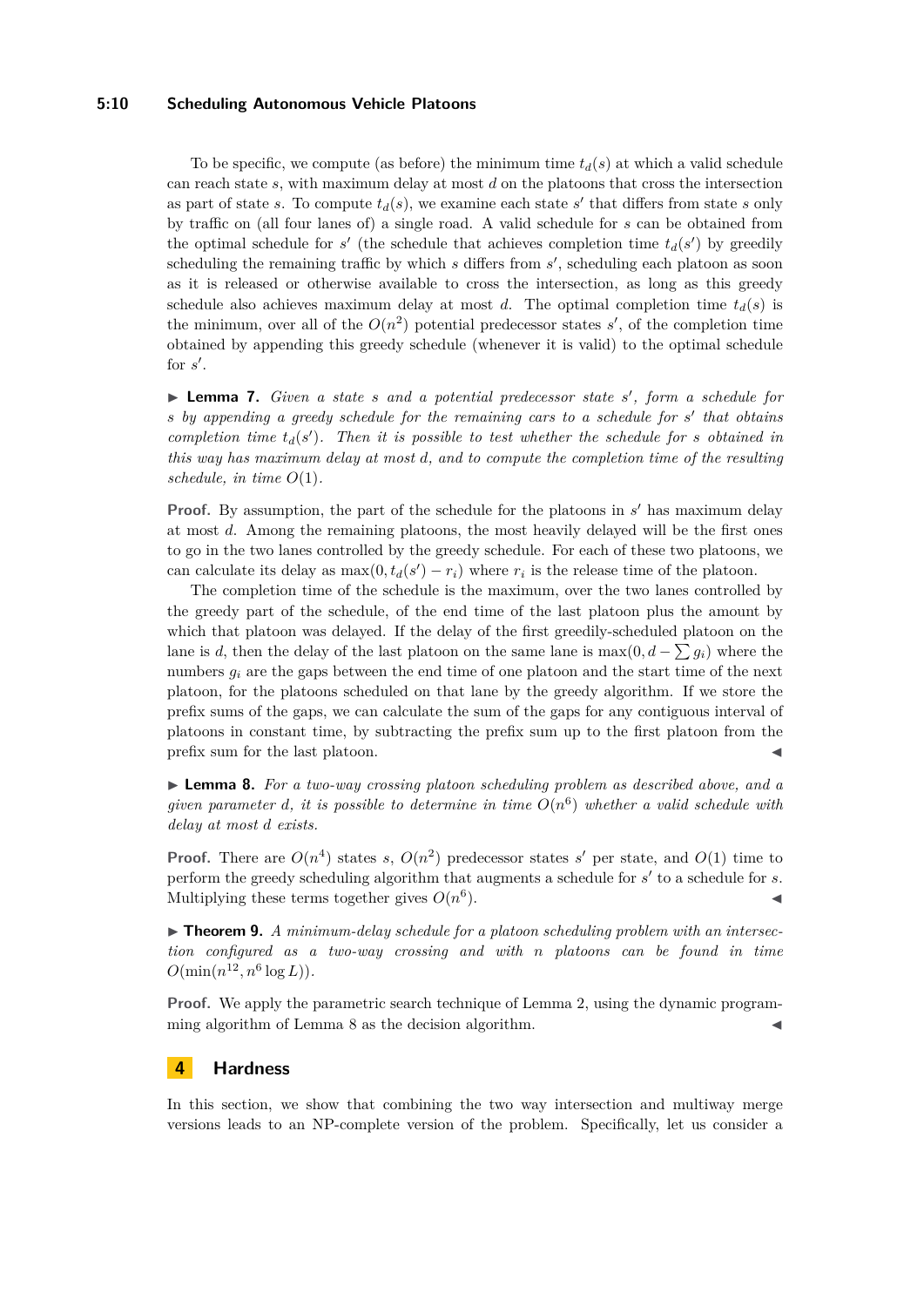To be specific, we compute (as before) the minimum time $t_d(s)$ at which a valid schedule can reach state $s$, with maximum delay at most $d$ on the platoons that cross the intersection as part of state $s$. To compute $t_d(s)$, we examine each state $s'$ that differs from state $s$ only by traffic on (all four lanes of) a single road. A valid schedule for $s$ can be obtained from the optimal schedule for $s'$ (the schedule that achieves completion time $t_d(s')$ by greedily scheduling the remaining traffic by which $s$ differs from $s'$, scheduling each platoon as soon as it is released or otherwise available to cross the intersection, as long as this greedy schedule also achieves maximum delay at most $d$. The optimal completion time $t_d(s)$ is the minimum, over all of the $O(n^2)$ potential predecessor states $s'$, of the completion time obtained by appending this greedy schedule (whenever it is valid) to the optimal schedule for $s'$.

▶ **Lemma 7.** *Given a state $s$ and a potential predecessor state $s'$, form a schedule for $s$ by appending a greedy schedule for the remaining cars to a schedule for $s'$ that obtains completion time $t_d(s')$. Then it is possible to test whether the schedule for $s$ obtained in this way has maximum delay at most $d$, and to compute the completion time of the resulting schedule, in time $O(1)$.*

**Proof.** By assumption, the part of the schedule for the platoons in $s'$ has maximum delay at most $d$. Among the remaining platoons, the most heavily delayed will be the first ones to go in the two lanes controlled by the greedy schedule. For each of these two platoons, we can calculate its delay as $\max(0, t_d(s') - r_i)$ where $r_i$ is the release time of the platoon.

The completion time of the schedule is the maximum, over the two lanes controlled by the greedy part of the schedule, of the end time of the last platoon plus the amount by which that platoon was delayed. If the delay of the first greedily-scheduled platoon on the lane is $d$, then the delay of the last platoon on the same lane is $\max(0, d - \sum g_i)$ where the numbers $g_i$ are the gaps between the end time of one platoon and the start time of the next platoon, for the platoons scheduled on that lane by the greedy algorithm. If we store the prefix sums of the gaps, we can calculate the sum of the gaps for any contiguous interval of platoons in constant time, by subtracting the prefix sum up to the first platoon from the prefix sum for the last platoon. ◀

▶ **Lemma 8.** *For a two-way crossing platoon scheduling problem as described above, and a given parameter $d$, it is possible to determine in time $O(n^6)$ whether a valid schedule with delay at most $d$ exists.*

**Proof.** There are $O(n^4)$ states $s$, $O(n^2)$ predecessor states $s'$ per state, and $O(1)$ time to perform the greedy scheduling algorithm that augments a schedule for $s'$ to a schedule for $s$. Multiplying these terms together gives $O(n^6)$. ◀

▶ **Theorem 9.** *A minimum-delay schedule for a platoon scheduling problem with an intersection configured as a two-way crossing and with $n$ platoons can be found in time $O(\min(n^{12}, n^6 \log L))$.*

**Proof.** We apply the parametric search technique of Lemma 2, using the dynamic programming algorithm of Lemma 8 as the decision algorithm. ◀

## 4 Hardness

In this section, we show that combining the two way intersection and multiway merge versions leads to an NP-complete version of the problem. Specifically, let us consider a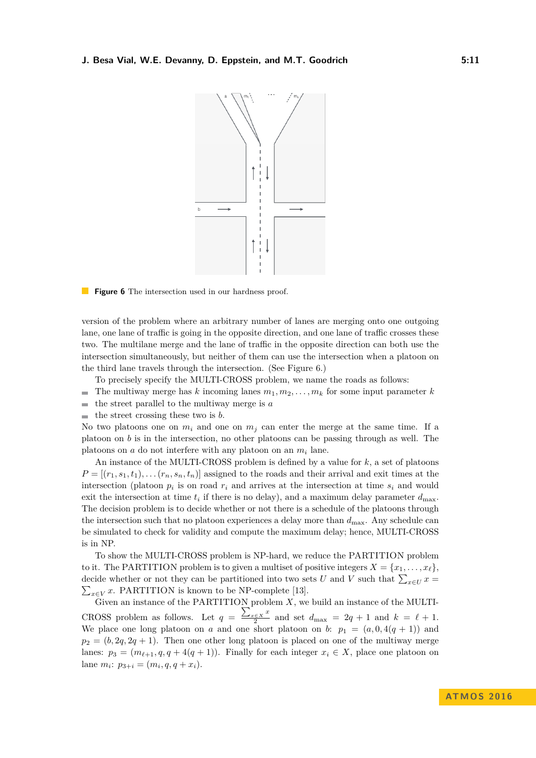**Figure 6** The intersection used in our hardness proof.

version of the problem where an arbitrary number of lanes are merging onto one outgoing lane, one lane of traffic is going in the opposite direction, and one lane of traffic crosses these two. The multilane merge and the lane of traffic in the opposite direction can both use the intersection simultaneously, but neither of them can use the intersection when a platoon on the third lane travels through the intersection. (See Figure 6.)

To precisely specify the MULTI-CROSS problem, we name the roads as follows:

- The multiway merge has $k$ incoming lanes $m_1, m_2, \ldots, m_k$ for some input parameter $k$
- the street parallel to the multiway merge is $a$
- the street crossing these two is $b$.

No two platoons one on $m_i$ and one on $m_j$ can enter the merge at the same time. If a platoon on $b$ is in the intersection, no other platoons can be passing through as well. The platoons on $a$ do not interfere with any platoon on an $m_i$ lane.

An instance of the MULTI-CROSS problem is defined by a value for $k$, a set of platoons $P = [(r_1, s_1, t_1), \ldots (r_n, s_n, t_n)]$ assigned to the roads and their arrival and exit times at the intersection (platoon $p_i$ is on road $r_i$ and arrives at the intersection at time $s_i$ and would exit the intersection at time $t_i$ if there is no delay), and a maximum delay parameter $d_{\max}$. The decision problem is to decide whether or not there is a schedule of the platoons through the intersection such that no platoon experiences a delay more than $d_{\max}$. Any schedule can be simulated to check for validity and compute the maximum delay; hence, MULTI-CROSS is in NP.

To show the MULTI-CROSS problem is NP-hard, we reduce the PARTITION problem to it. The PARTITION problem is to given a multiset of positive integers $X = \{x_1, \ldots, x_\ell\}$, decide whether or not they can be partitioned into two sets $U$ and $V$ such that $\sum_{x \in U} x = \sum_{x \in V} x$. PARTITION is known to be NP-complete [13].

Given an instance of the PARTITION problem $X$, we build an instance of the MULTI-CROSS problem as follows. Let $q = \frac{\sum_{x \in X} x}{2}$ and set $d_{\max} = 2q + 1$ and $k = \ell + 1$. We place one long platoon on $a$ and one short platoon on $b$: $p_1 = (a, 0, 4(q+1))$ and $p_2 = (b, 2q, 2q+1)$. Then one other long platoon is placed on one of the multiway merge lanes: $p_3 = (m_{\ell+1}, q, q + 4(q+1))$. Finally for each integer $x_i \in X$, place one platoon on lane $m_i$: $p_{3+i} = (m_i, q, q + x_i)$.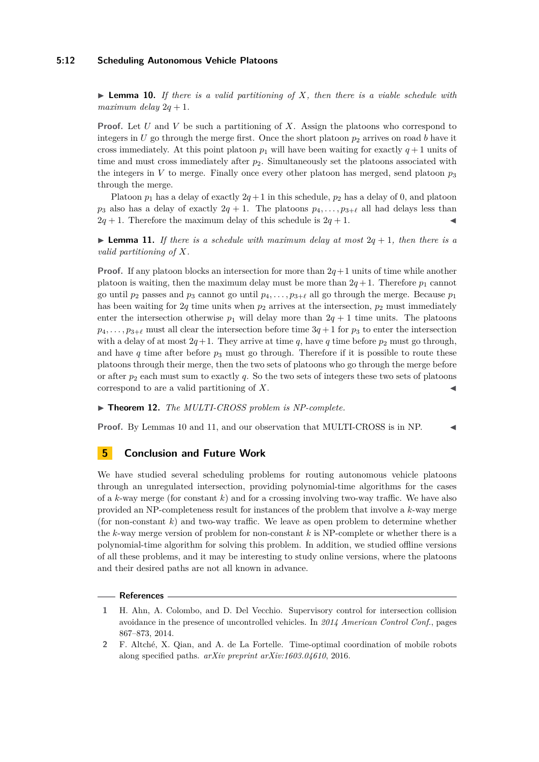▶ **Lemma 10.** *If there is a valid partitioning of $X$, then there is a viable schedule with maximum delay $2q + 1$.*

**Proof.** Let $U$ and $V$ be such a partitioning of $X$. Assign the platoons who correspond to integers in $U$ go through the merge first. Once the short platoon $p_2$ arrives on road $b$ have it cross immediately. At this point platoon $p_1$ will have been waiting for exactly $q+1$ units of time and must cross immediately after $p_2$. Simultaneously set the platoons associated with the integers in $V$ to merge. Finally once every other platoon has merged, send platoon $p_3$ through the merge.

Platoon $p_1$ has a delay of exactly $2q+1$ in this schedule, $p_2$ has a delay of 0, and platoon $p_3$ also has a delay of exactly $2q + 1$. The platoons $p_4, \ldots, p_{3+\ell}$ all had delays less than $2q + 1$. Therefore the maximum delay of this schedule is $2q + 1$. ◀

▶ **Lemma 11.** *If there is a schedule with maximum delay at most $2q + 1$, then there is a valid partitioning of $X$.*

**Proof.** If any platoon blocks an intersection for more than $2q+1$ units of time while another platoon is waiting, then the maximum delay must be more than $2q+1$. Therefore $p_1$ cannot go until $p_2$ passes and $p_3$ cannot go until $p_4, \ldots, p_{3+\ell}$ all go through the merge. Because $p_1$ has been waiting for $2q$ time units when $p_2$ arrives at the intersection, $p_2$ must immediately enter the intersection otherwise $p_1$ will delay more than $2q + 1$ time units. The platoons $p_4, \ldots, p_{3+\ell}$ must all clear the intersection before time $3q+1$ for $p_3$ to enter the intersection with a delay of at most $2q+1$. They arrive at time $q$, have $q$ time before $p_2$ must go through, and have $q$ time after before $p_3$ must go through. Therefore if it is possible to route these platoons through their merge, then the two sets of platoons who go through the merge before or after $p_2$ each must sum to exactly $q$. So the two sets of integers these two sets of platoons correspond to are a valid partitioning of $X$. ◀

▶ **Theorem 12.** *The MULTI-CROSS problem is NP-complete.*

**Proof.** By Lemmas 10 and 11, and our observation that MULTI-CROSS is in NP. ◀

## 5 Conclusion and Future Work

We have studied several scheduling problems for routing autonomous vehicle platoons through an unregulated intersection, providing polynomial-time algorithms for the cases of a $k$-way merge (for constant $k$) and for a crossing involving two-way traffic. We have also provided an NP-completeness result for instances of the problem that involve a $k$-way merge (for non-constant $k$) and two-way traffic. We leave as open problem to determine whether the $k$-way merge version of problem for non-constant $k$ is NP-complete or whether there is a polynomial-time algorithm for solving this problem. In addition, we studied offline versions of all these problems, and it may be interesting to study online versions, where the platoons and their desired paths are not all known in advance.

## References

1. H. Ahn, A. Colombo, and D. Del Vecchio. Supervisory control for intersection collision avoidance in the presence of uncontrolled vehicles. In *2014 American Control Conf.*, pages 867–873, 2014.
2. F. Altché, X. Qian, and A. de La Fortelle. Time-optimal coordination of mobile robots along specified paths. *arXiv preprint arXiv:1603.04610*, 2016.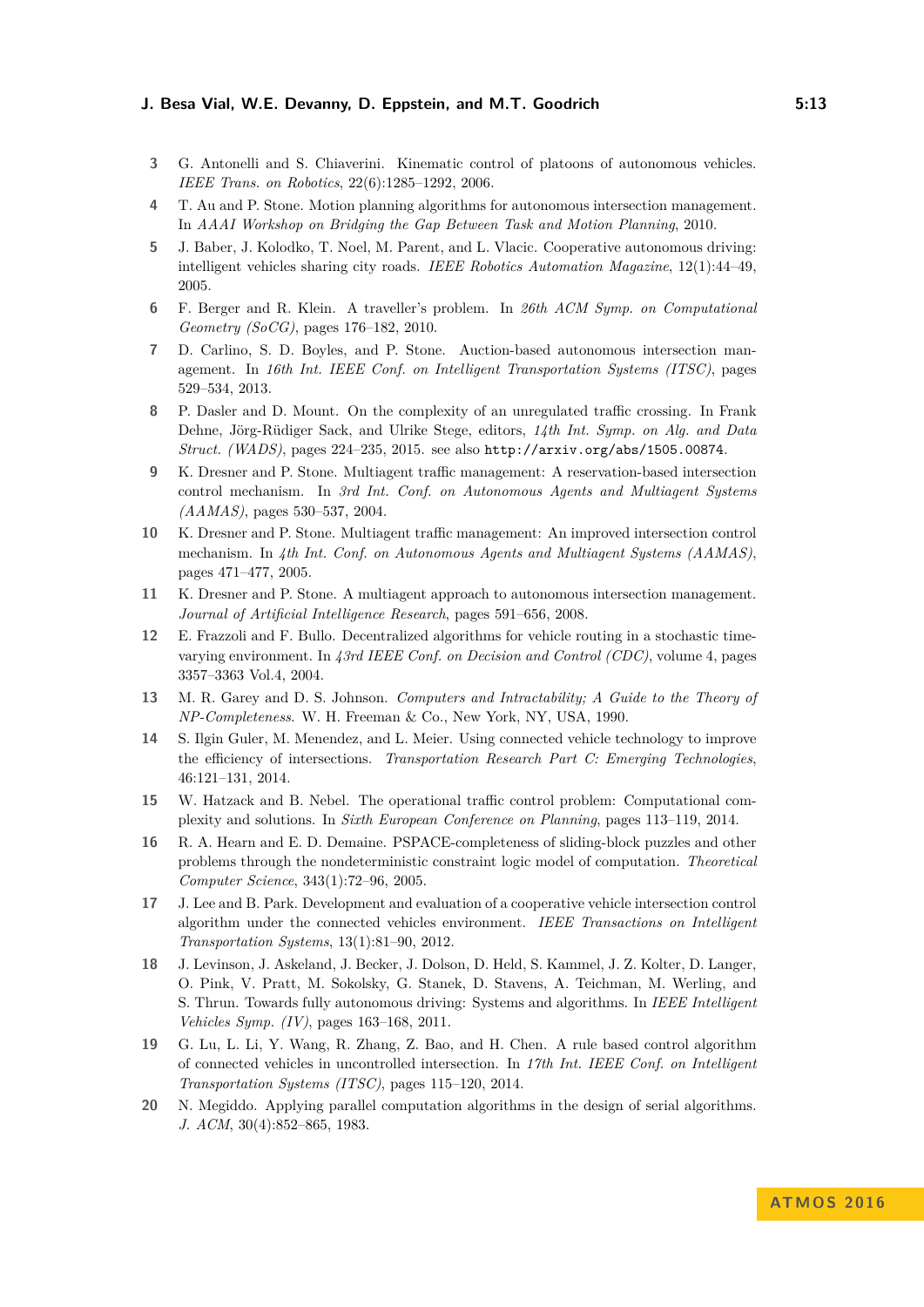3. G. Antonelli and S. Chiaverini. Kinematic control of platoons of autonomous vehicles. *IEEE Trans. on Robotics*, 22(6):1285–1292, 2006.
4. T. Au and P. Stone. Motion planning algorithms for autonomous intersection management. In *AAAI Workshop on Bridging the Gap Between Task and Motion Planning*, 2010.
5. J. Baber, J. Kolodko, T. Noel, M. Parent, and L. Vlacic. Cooperative autonomous driving: intelligent vehicles sharing city roads. *IEEE Robotics Automation Magazine*, 12(1):44–49, 2005.
6. F. Berger and R. Klein. A traveller's problem. In *26th ACM Symp. on Computational Geometry (SoCG)*, pages 176–182, 2010.
7. D. Carlino, S. D. Boyles, and P. Stone. Auction-based autonomous intersection management. In *16th Int. IEEE Conf. on Intelligent Transportation Systems (ITSC)*, pages 529–534, 2013.
8. P. Dasler and D. Mount. On the complexity of an unregulated traffic crossing. In Frank Dehne, Jörg-Rüdiger Sack, and Ulrike Stege, editors, *14th Int. Symp. on Alg. and Data Struct. (WADS)*, pages 224–235, 2015. see also `http://arxiv.org/abs/1505.00874`.
9. K. Dresner and P. Stone. Multiagent traffic management: A reservation-based intersection control mechanism. In *3rd Int. Conf. on Autonomous Agents and Multiagent Systems (AAMAS)*, pages 530–537, 2004.
10. K. Dresner and P. Stone. Multiagent traffic management: An improved intersection control mechanism. In *4th Int. Conf. on Autonomous Agents and Multiagent Systems (AAMAS)*, pages 471–477, 2005.
11. K. Dresner and P. Stone. A multiagent approach to autonomous intersection management. *Journal of Artificial Intelligence Research*, pages 591–656, 2008.
12. E. Frazzoli and F. Bullo. Decentralized algorithms for vehicle routing in a stochastic time-varying environment. In *43rd IEEE Conf. on Decision and Control (CDC)*, volume 4, pages 3357–3363 Vol.4, 2004.
13. M. R. Garey and D. S. Johnson. *Computers and Intractability; A Guide to the Theory of NP-Completeness*. W. H. Freeman & Co., New York, NY, USA, 1990.
14. S. Ilgin Guler, M. Menendez, and L. Meier. Using connected vehicle technology to improve the efficiency of intersections. *Transportation Research Part C: Emerging Technologies*, 46:121–131, 2014.
15. W. Hatzack and B. Nebel. The operational traffic control problem: Computational complexity and solutions. In *Sixth European Conference on Planning*, pages 113–119, 2014.
16. R. A. Hearn and E. D. Demaine. PSPACE-completeness of sliding-block puzzles and other problems through the nondeterministic constraint logic model of computation. *Theoretical Computer Science*, 343(1):72–96, 2005.
17. J. Lee and B. Park. Development and evaluation of a cooperative vehicle intersection control algorithm under the connected vehicles environment. *IEEE Transactions on Intelligent Transportation Systems*, 13(1):81–90, 2012.
18. J. Levinson, J. Askeland, J. Becker, J. Dolson, D. Held, S. Kammel, J. Z. Kolter, D. Langer, O. Pink, V. Pratt, M. Sokolsky, G. Stanek, D. Stavens, A. Teichman, M. Werling, and S. Thrun. Towards fully autonomous driving: Systems and algorithms. In *IEEE Intelligent Vehicles Symp. (IV)*, pages 163–168, 2011.
19. G. Lu, L. Li, Y. Wang, R. Zhang, Z. Bao, and H. Chen. A rule based control algorithm of connected vehicles in uncontrolled intersection. In *17th Int. IEEE Conf. on Intelligent Transportation Systems (ITSC)*, pages 115–120, 2014.
20. N. Megiddo. Applying parallel computation algorithms in the design of serial algorithms. *J. ACM*, 30(4):852–865, 1983.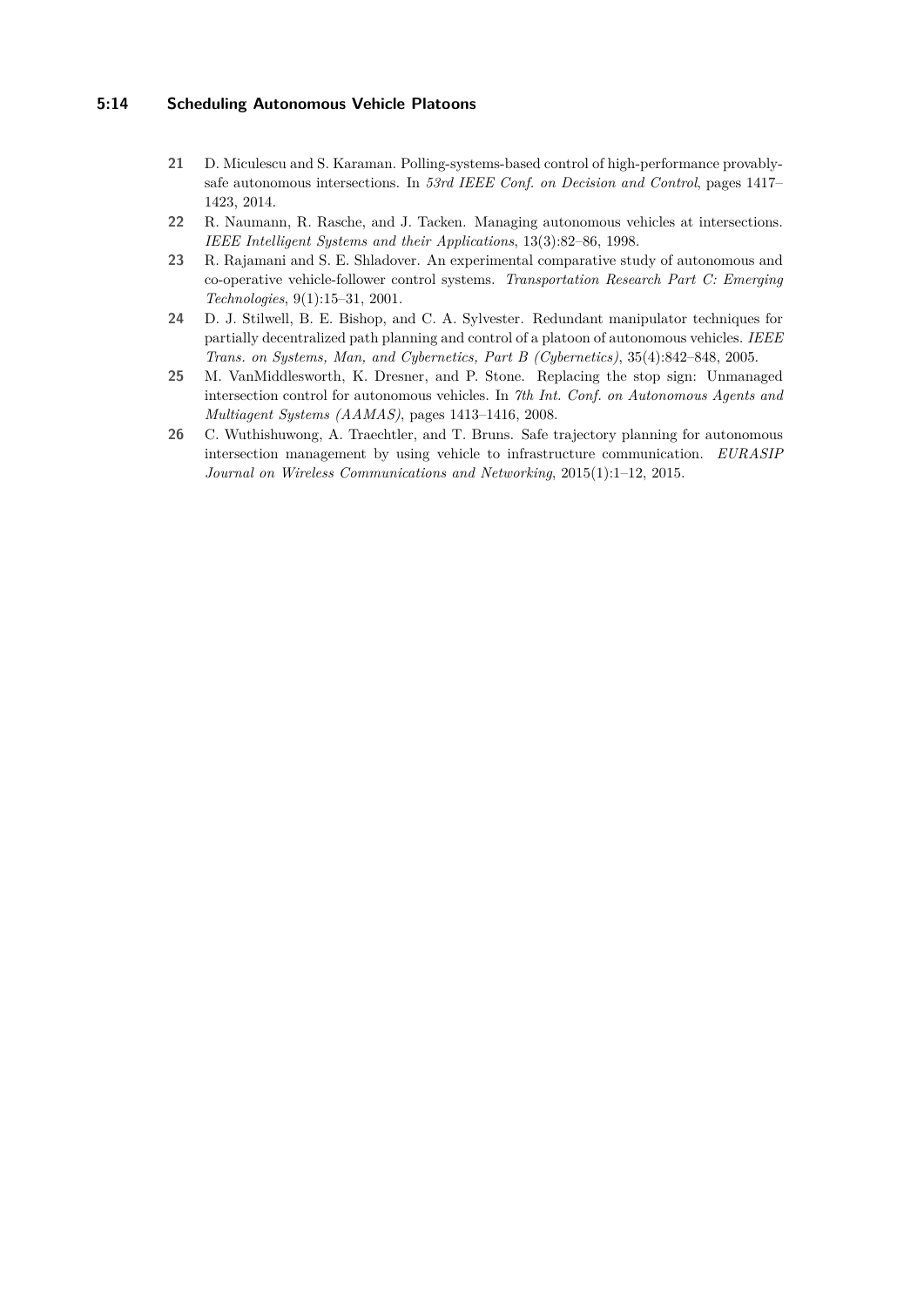21 D. Miculescu and S. Karaman. Polling-systems-based control of high-performance provably-safe autonomous intersections. In *53rd IEEE Conf. on Decision and Control*, pages 1417–1423, 2014.

22 R. Naumann, R. Rasche, and J. Tacken. Managing autonomous vehicles at intersections. *IEEE Intelligent Systems and their Applications*, 13(3):82–86, 1998.

23 R. Rajamani and S. E. Shladover. An experimental comparative study of autonomous and co-operative vehicle-follower control systems. *Transportation Research Part C: Emerging Technologies*, 9(1):15–31, 2001.

24 D. J. Stilwell, B. E. Bishop, and C. A. Sylvester. Redundant manipulator techniques for partially decentralized path planning and control of a platoon of autonomous vehicles. *IEEE Trans. on Systems, Man, and Cybernetics, Part B (Cybernetics)*, 35(4):842–848, 2005.

25 M. VanMiddlesworth, K. Dresner, and P. Stone. Replacing the stop sign: Unmanaged intersection control for autonomous vehicles. In *7th Int. Conf. on Autonomous Agents and Multiagent Systems (AAMAS)*, pages 1413–1416, 2008.

26 C. Wuthishuwong, A. Traechtler, and T. Bruns. Safe trajectory planning for autonomous intersection management by using vehicle to infrastructure communication. *EURASIP Journal on Wireless Communications and Networking*, 2015(1):1–12, 2015.